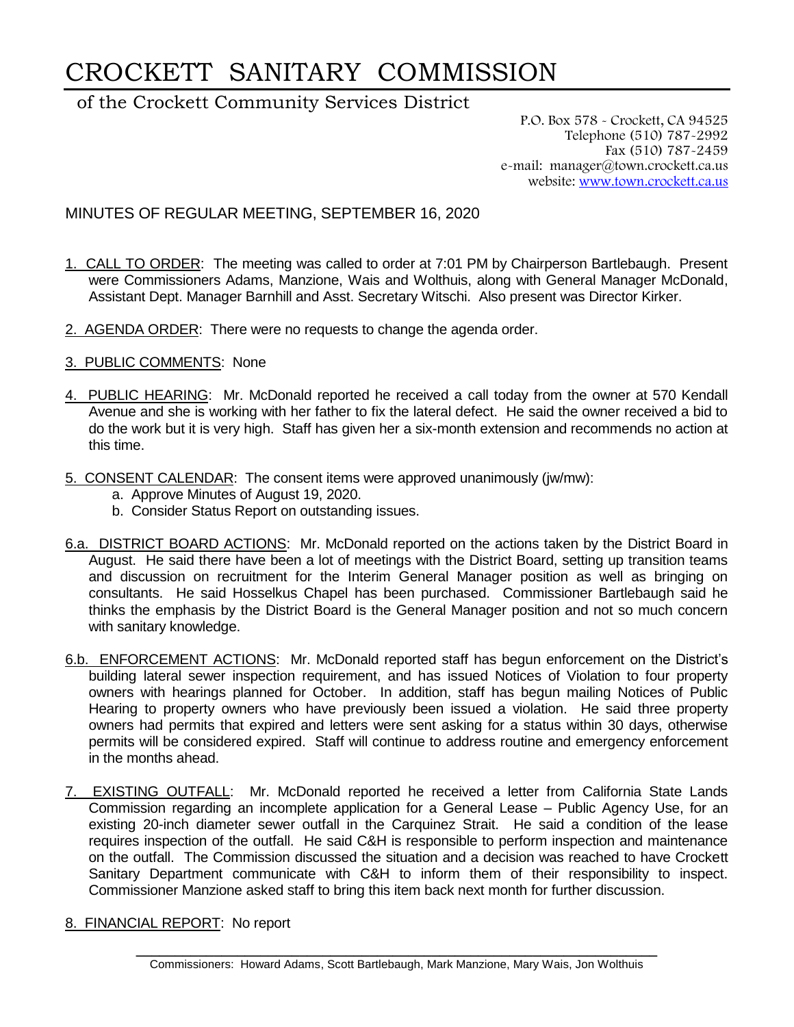# CROCKETT SANITARY COMMISSION

of the Crockett Community Services District

P.O. Box 578 - Crockett, CA 94525
Telephone (510) 787-2992
Fax (510) 787-2459
e-mail: manager@town.crockett.ca.us
website: www.town.crockett.ca.us

## MINUTES OF REGULAR MEETING, SEPTEMBER 16, 2020

1. CALL TO ORDER: The meeting was called to order at 7:01 PM by Chairperson Bartlebaugh. Present were Commissioners Adams, Manzione, Wais and Wolthuis, along with General Manager McDonald, Assistant Dept. Manager Barnhill and Asst. Secretary Witschi. Also present was Director Kirker.

2. AGENDA ORDER: There were no requests to change the agenda order.

3. PUBLIC COMMENTS: None

4. PUBLIC HEARING: Mr. McDonald reported he received a call today from the owner at 570 Kendall Avenue and she is working with her father to fix the lateral defect. He said the owner received a bid to do the work but it is very high. Staff has given her a six-month extension and recommends no action at this time.

5. CONSENT CALENDAR: The consent items were approved unanimously (jw/mw):
   a. Approve Minutes of August 19, 2020.
   b. Consider Status Report on outstanding issues.

6.a. DISTRICT BOARD ACTIONS: Mr. McDonald reported on the actions taken by the District Board in August. He said there have been a lot of meetings with the District Board, setting up transition teams and discussion on recruitment for the Interim General Manager position as well as bringing on consultants. He said Hosselkus Chapel has been purchased. Commissioner Bartlebaugh said he thinks the emphasis by the District Board is the General Manager position and not so much concern with sanitary knowledge.

6.b. ENFORCEMENT ACTIONS: Mr. McDonald reported staff has begun enforcement on the District's building lateral sewer inspection requirement, and has issued Notices of Violation to four property owners with hearings planned for October. In addition, staff has begun mailing Notices of Public Hearing to property owners who have previously been issued a violation. He said three property owners had permits that expired and letters were sent asking for a status within 30 days, otherwise permits will be considered expired. Staff will continue to address routine and emergency enforcement in the months ahead.

7. EXISTING OUTFALL: Mr. McDonald reported he received a letter from California State Lands Commission regarding an incomplete application for a General Lease – Public Agency Use, for an existing 20-inch diameter sewer outfall in the Carquinez Strait. He said a condition of the lease requires inspection of the outfall. He said C&H is responsible to perform inspection and maintenance on the outfall. The Commission discussed the situation and a decision was reached to have Crockett Sanitary Department communicate with C&H to inform them of their responsibility to inspect. Commissioner Manzione asked staff to bring this item back next month for further discussion.

8. FINANCIAL REPORT: No report

Commissioners: Howard Adams, Scott Bartlebaugh, Mark Manzione, Mary Wais, Jon Wolthuis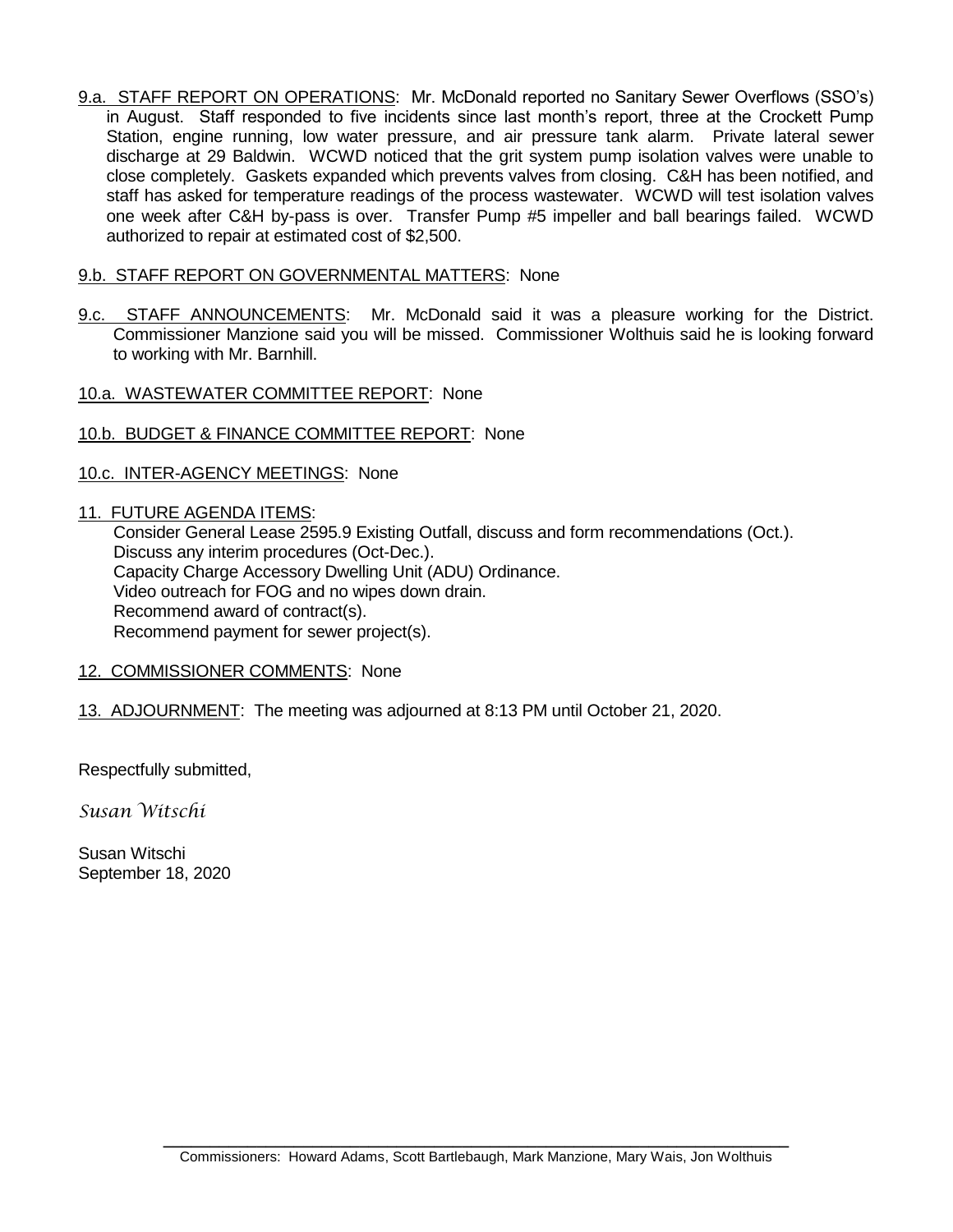9.a. STAFF REPORT ON OPERATIONS: Mr. McDonald reported no Sanitary Sewer Overflows (SSO's) in August. Staff responded to five incidents since last month's report, three at the Crockett Pump Station, engine running, low water pressure, and air pressure tank alarm. Private lateral sewer discharge at 29 Baldwin. WCWD noticed that the grit system pump isolation valves were unable to close completely. Gaskets expanded which prevents valves from closing. C&H has been notified, and staff has asked for temperature readings of the process wastewater. WCWD will test isolation valves one week after C&H by-pass is over. Transfer Pump #5 impeller and ball bearings failed. WCWD authorized to repair at estimated cost of $2,500.

9.b. STAFF REPORT ON GOVERNMENTAL MATTERS: None

9.c. STAFF ANNOUNCEMENTS: Mr. McDonald said it was a pleasure working for the District. Commissioner Manzione said you will be missed. Commissioner Wolthuis said he is looking forward to working with Mr. Barnhill.

10.a. WASTEWATER COMMITTEE REPORT: None

10.b. BUDGET & FINANCE COMMITTEE REPORT: None

10.c. INTER-AGENCY MEETINGS: None

11. FUTURE AGENDA ITEMS:

Consider General Lease 2595.9 Existing Outfall, discuss and form recommendations (Oct.).
Discuss any interim procedures (Oct-Dec.).
Capacity Charge Accessory Dwelling Unit (ADU) Ordinance.
Video outreach for FOG and no wipes down drain.
Recommend award of contract(s).
Recommend payment for sewer project(s).

12. COMMISSIONER COMMENTS: None

13. ADJOURNMENT: The meeting was adjourned at 8:13 PM until October 21, 2020.

Respectfully submitted,

*Susan Witschi*

Susan Witschi
September 18, 2020

Commissioners: Howard Adams, Scott Bartlebaugh, Mark Manzione, Mary Wais, Jon Wolthuis